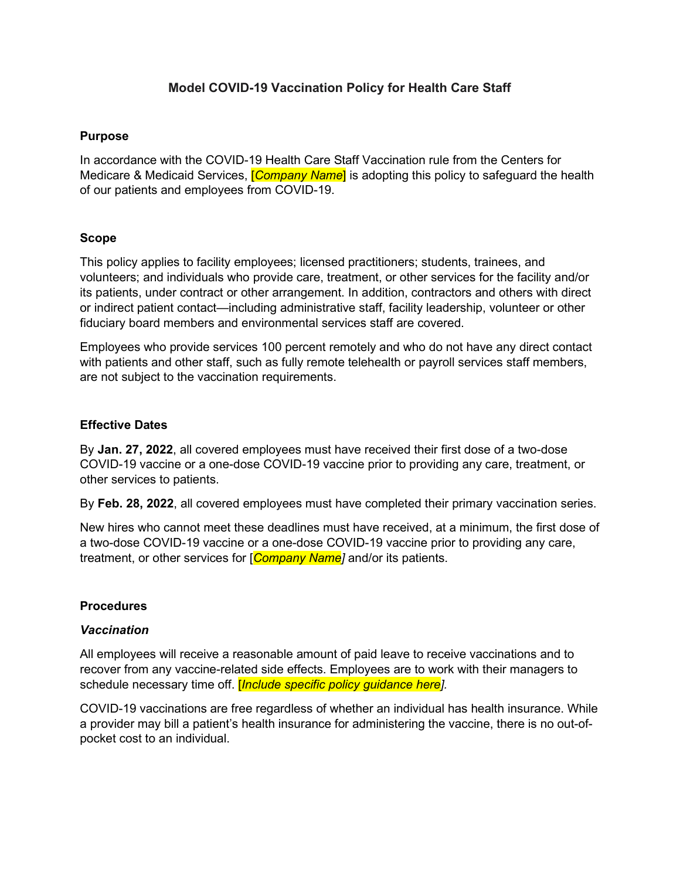# Model COVID-19 Vaccination Policy for Health Care Staff

## Purpose

In accordance with the COVID-19 Health Care Staff Vaccination rule from the Centers for Medicare & Medicaid Services, [*Company Name*] is adopting this policy to safeguard the health of our patients and employees from COVID-19.

## Scope

This policy applies to facility employees; licensed practitioners; students, trainees, and volunteers; and individuals who provide care, treatment, or other services for the facility and/or its patients, under contract or other arrangement. In addition, contractors and others with direct or indirect patient contact—including administrative staff, facility leadership, volunteer or other fiduciary board members and environmental services staff are covered.

Employees who provide services 100 percent remotely and who do not have any direct contact with patients and other staff, such as fully remote telehealth or payroll services staff members, are not subject to the vaccination requirements.

## Effective Dates

By **Jan. 27, 2022**, all covered employees must have received their first dose of a two-dose COVID-19 vaccine or a one-dose COVID-19 vaccine prior to providing any care, treatment, or other services to patients.

By **Feb. 28, 2022**, all covered employees must have completed their primary vaccination series.

New hires who cannot meet these deadlines must have received, at a minimum, the first dose of a two-dose COVID-19 vaccine or a one-dose COVID-19 vaccine prior to providing any care, treatment, or other services for [*Company Name*] and/or its patients.

## Procedures

### *Vaccination*

All employees will receive a reasonable amount of paid leave to receive vaccinations and to recover from any vaccine-related side effects. Employees are to work with their managers to schedule necessary time off. [*Include specific policy guidance here*].

COVID-19 vaccinations are free regardless of whether an individual has health insurance. While a provider may bill a patient's health insurance for administering the vaccine, there is no out-of-pocket cost to an individual.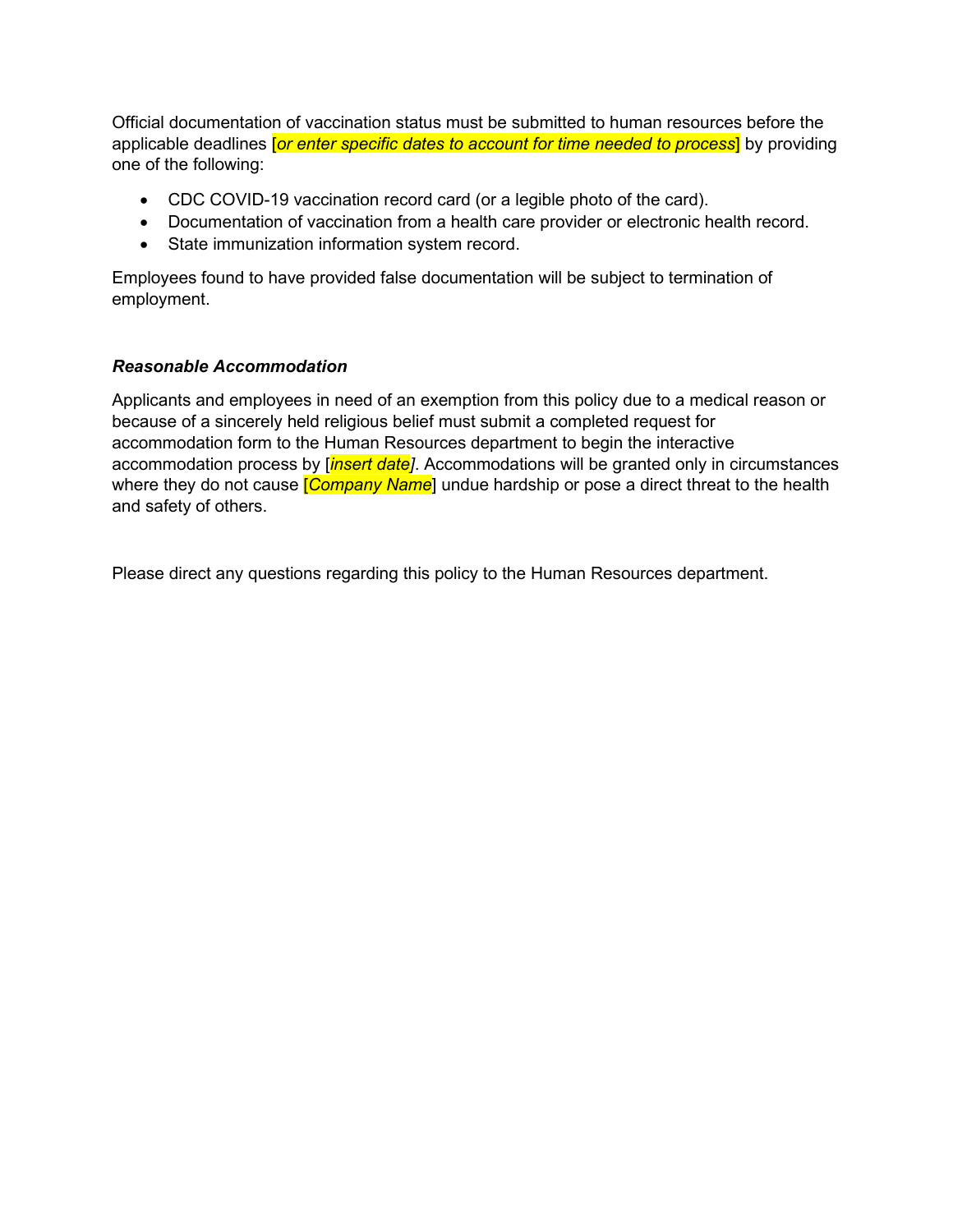Official documentation of vaccination status must be submitted to human resources before the applicable deadlines [*or enter specific dates to account for time needed to process*] by providing one of the following:

- CDC COVID-19 vaccination record card (or a legible photo of the card).
- Documentation of vaccination from a health care provider or electronic health record.
- State immunization information system record.

Employees found to have provided false documentation will be subject to termination of employment.

***Reasonable Accommodation***

Applicants and employees in need of an exemption from this policy due to a medical reason or because of a sincerely held religious belief must submit a completed request for accommodation form to the Human Resources department to begin the interactive accommodation process by [*insert date]*. Accommodations will be granted only in circumstances where they do not cause [*Company Name*] undue hardship or pose a direct threat to the health and safety of others.

Please direct any questions regarding this policy to the Human Resources department.